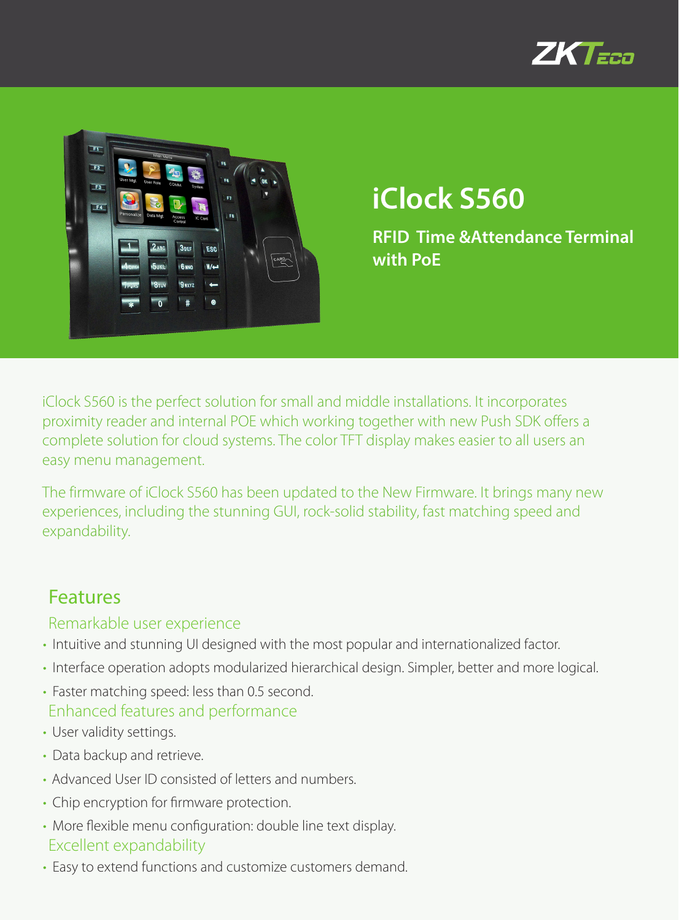# iClock S560

**RFID Time &Attendance Terminal with PoE**

iClock S560 is the perfect solution for small and middle installations. It incorporates proximity reader and internal POE which working together with new Push SDK offers a complete solution for cloud systems. The color TFT display makes easier to all users an easy menu management.

The firmware of iClock S560 has been updated to the New Firmware. It brings many new experiences, including the stunning GUI, rock-solid stability, fast matching speed and expandability.

## Features

### Remarkable user experience

- Intuitive and stunning UI designed with the most popular and internationalized factor.
- Interface operation adopts modularized hierarchical design. Simpler, better and more logical.
- Faster matching speed: less than 0.5 second.

### Enhanced features and performance

- User validity settings.
- Data backup and retrieve.
- Advanced User ID consisted of letters and numbers.
- Chip encryption for firmware protection.
- More flexible menu configuration: double line text display.

### Excellent expandability

- Easy to extend functions and customize customers demand.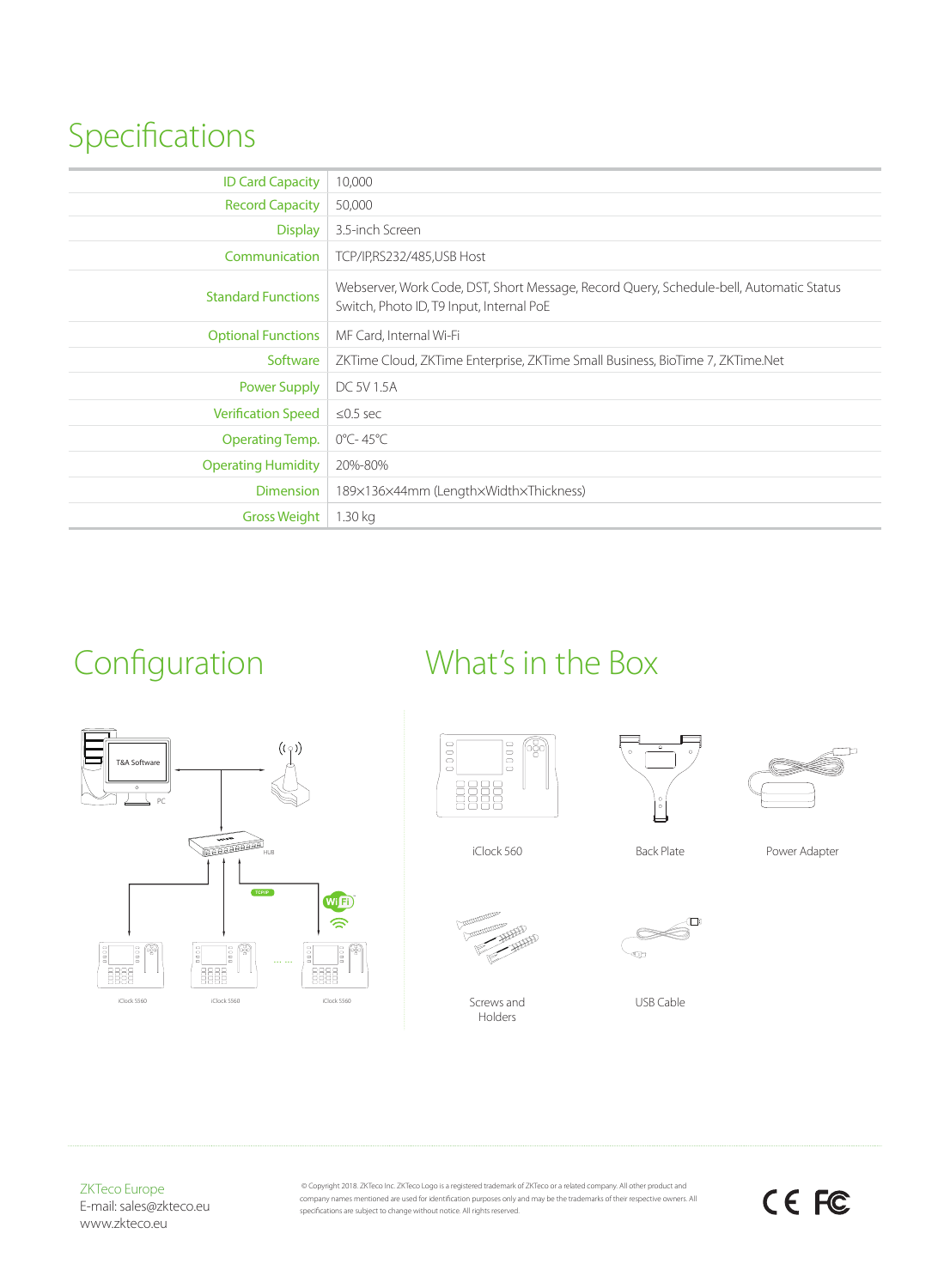# Specifications

| | |
|---|---|
| ID Card Capacity | 10,000 |
| Record Capacity | 50,000 |
| Display | 3.5-inch Screen |
| Communication | TCP/IP,RS232/485,USB Host |
| Standard Functions | Webserver, Work Code, DST, Short Message, Record Query, Schedule-bell, Automatic Status Switch, Photo ID, T9 Input, Internal PoE |
| Optional Functions | MF Card, Internal Wi-Fi |
| Software | ZKTime Cloud, ZKTime Enterprise, ZKTime Small Business, BioTime 7, ZKTime.Net |
| Power Supply | DC 5V 1.5A |
| Verification Speed | ≤0.5 sec |
| Operating Temp. | 0°C- 45°C |
| Operating Humidity | 20%-80% |
| Dimension | 189×136×44mm (Length×Width×Thickness) |
| Gross Weight | 1.30 kg |

# Configuration

T&A Software

PC

HUB

TCP/IP

WiFi

iClock 5560

iClock 5560

iClock 5560

# What's in the Box

iClock 560

Back Plate

Power Adapter

Screws and Holders

USB Cable

ZKTeco Europe
E-mail: sales@zkteco.eu
www.zkteco.eu

© Copyright 2018. ZKTeco Inc. ZKTeco Logo is a registered trademark of ZKTeco or a related company. All other product and company names mentioned are used for identification purposes only and may be the trademarks of their respective owners. All specifications are subject to change without notice. All rights reserved.

CE FC